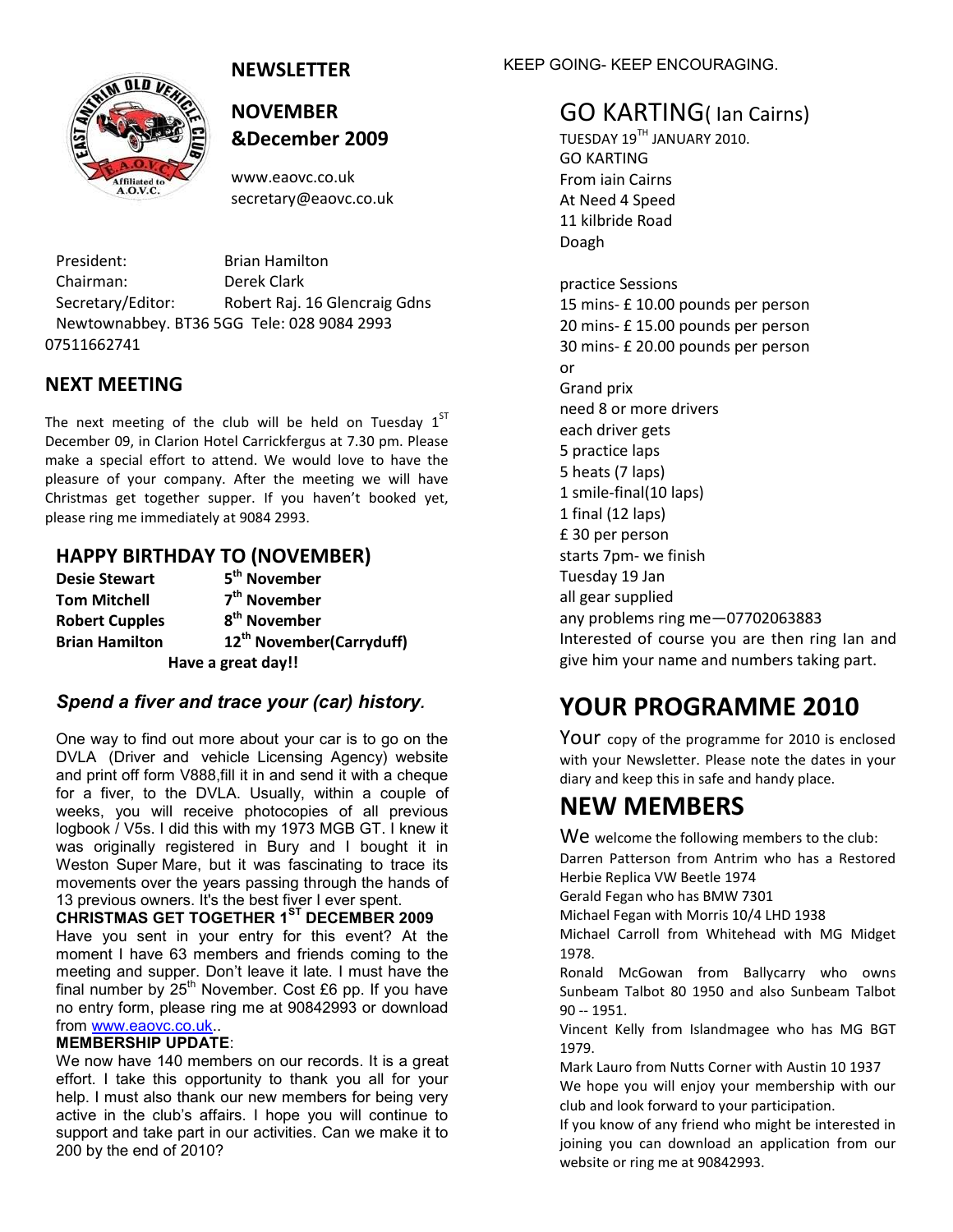## NEWSLETTER

## NOVEMBER &December 2009

www.eaovc.co.uk
secretary@eaovc.co.uk

President: Brian Hamilton
Chairman: Derek Clark
Secretary/Editor: Robert Raj. 16 Glencraig Gdns Newtownabbey. BT36 5GG Tele: 028 9084 2993 07511662741

## NEXT MEETING

The next meeting of the club will be held on Tuesday 1[ST] December 09, in Clarion Hotel Carrickfergus at 7.30 pm. Please make a special effort to attend. We would love to have the pleasure of your company. After the meeting we will have Christmas get together supper. If you haven't booked yet, please ring me immediately at 9084 2993.

## HAPPY BIRTHDAY TO (NOVEMBER)

| | |
|---|---|
| **Desie Stewart** | **5th November** |
| **Tom Mitchell** | **7th November** |
| **Robert Cupples** | **8th November** |
| **Brian Hamilton** | **12th November(Carryduff)** |

**Have a great day!!**

### *Spend a fiver and trace your (car) history.*

One way to find out more about your car is to go on the DVLA (Driver and vehicle Licensing Agency) website and print off form V888,fill it in and send it with a cheque for a fiver, to the DVLA. Usually, within a couple of weeks, you will receive photocopies of all previous logbook / V5s. I did this with my 1973 MGB GT. I knew it was originally registered in Bury and I bought it in Weston Super Mare, but it was fascinating to trace its movements over the years passing through the hands of 13 previous owners. It's the best fiver I ever spent.

**CHRISTMAS GET TOGETHER 1ST DECEMBER 2009**

Have you sent in your entry for this event? At the moment I have 63 members and friends coming to the meeting and supper. Don't leave it late. I must have the final number by 25th November. Cost £6 pp. If you have no entry form, please ring me at 90842993 or download from www.eaovc.co.uk..

**MEMBERSHIP UPDATE**:

We now have 140 members on our records. It is a great effort. I take this opportunity to thank you all for your help. I must also thank our new members for being very active in the club's affairs. I hope you will continue to support and take part in our activities. Can we make it to 200 by the end of 2010?

KEEP GOING- KEEP ENCOURAGING.

## GO KARTING( Ian Cairns)

TUESDAY 19TH JANUARY 2010.
GO KARTING
From iain Cairns
At Need 4 Speed
11 kilbride Road
Doagh

practice Sessions
15 mins- £ 10.00 pounds per person
20 mins- £ 15.00 pounds per person
30 mins- £ 20.00 pounds per person
or
Grand prix
need 8 or more drivers
each driver gets
5 practice laps
5 heats (7 laps)
1 smile-final(10 laps)
1 final (12 laps)
£ 30 per person
starts 7pm- we finish
Tuesday 19 Jan
all gear supplied
any problems ring me—07702063883
Interested of course you are then ring Ian and give him your name and numbers taking part.

## YOUR PROGRAMME 2010

Your copy of the programme for 2010 is enclosed with your Newsletter. Please note the dates in your diary and keep this in safe and handy place.

## NEW MEMBERS

We welcome the following members to the club:
Darren Patterson from Antrim who has a Restored Herbie Replica VW Beetle 1974
Gerald Fegan who has BMW 7301
Michael Fegan with Morris 10/4 LHD 1938
Michael Carroll from Whitehead with MG Midget 1978.
Ronald McGowan from Ballycarry who owns Sunbeam Talbot 80 1950 and also Sunbeam Talbot 90 -- 1951.
Vincent Kelly from Islandmagee who has MG BGT 1979.
Mark Lauro from Nutts Corner with Austin 10 1937
We hope you will enjoy your membership with our club and look forward to your participation.
If you know of any friend who might be interested in joining you can download an application from our website or ring me at 90842993.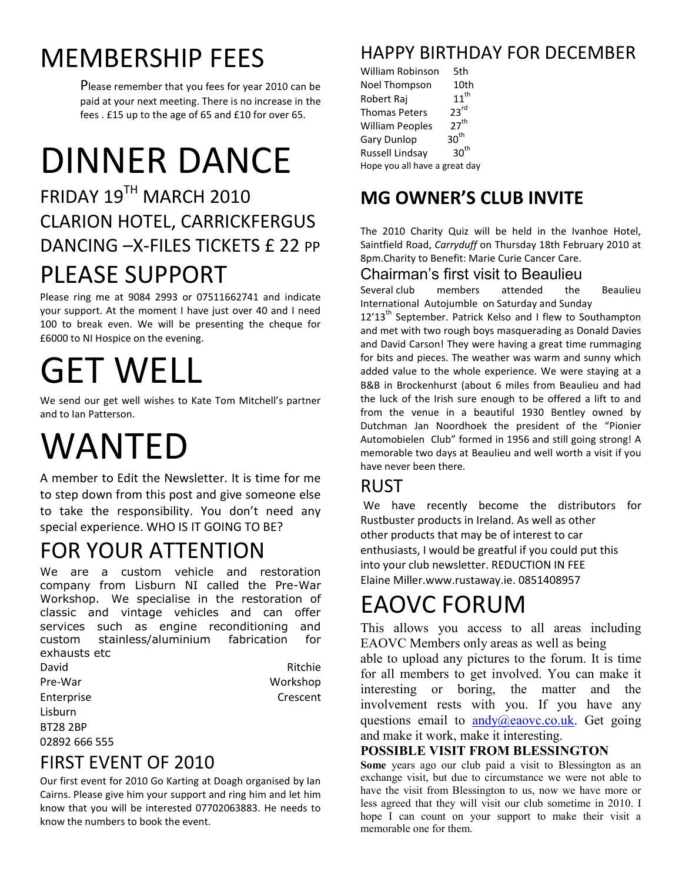# MEMBERSHIP FEES

Please remember that you fees for year 2010 can be paid at your next meeting. There is no increase in the fees . £15 up to the age of 65 and £10 for over 65.

# DINNER DANCE

## FRIDAY 19TH MARCH 2010
## CLARION HOTEL, CARRICKFERGUS
## DANCING –X-FILES TICKETS £ 22 PP

## PLEASE SUPPORT

Please ring me at 9084 2993 or 07511662741 and indicate your support. At the moment I have just over 40 and I need 100 to break even. We will be presenting the cheque for £6000 to NI Hospice on the evening.

# GET WELL

We send our get well wishes to Kate Tom Mitchell's partner and to Ian Patterson.

# WANTED

A member to Edit the Newsletter. It is time for me to step down from this post and give someone else to take the responsibility. You don't need any special experience. WHO IS IT GOING TO BE?

## FOR YOUR ATTENTION

We are a custom vehicle and restoration company from Lisburn NI called the Pre-War Workshop. We specialise in the restoration of classic and vintage vehicles and can offer services such as engine reconditioning and custom stainless/aluminium fabrication for exhausts etc

David Ritchie
Pre-War Workshop
Enterprise Crescent
Lisburn
BT28 2BP
02892 666 555

## FIRST EVENT OF 2010

Our first event for 2010 Go Karting at Doagh organised by Ian Cairns. Please give him your support and ring him and let him know that you will be interested 07702063883. He needs to know the numbers to book the event.

## HAPPY BIRTHDAY FOR DECEMBER

William Robinson 5th
Noel Thompson 10th
Robert Raj 11th
Thomas Peters 23rd
William Peoples 27th
Gary Dunlop 30th
Russell Lindsay 30th
Hope you all have a great day

## MG OWNER'S CLUB INVITE

The 2010 Charity Quiz will be held in the Ivanhoe Hotel, Saintfield Road, *Carryduff* on Thursday 18th February 2010 at 8pm.Charity to Benefit: Marie Curie Cancer Care.

### Chairman's first visit to Beaulieu

Several club members attended the Beaulieu International Autojumble on Saturday and Sunday 12'13th September. Patrick Kelso and I flew to Southampton and met with two rough boys masquerading as Donald Davies and David Carson! They were having a great time rummaging for bits and pieces. The weather was warm and sunny which added value to the whole experience. We were staying at a B&B in Brockenhurst (about 6 miles from Beaulieu and had the luck of the Irish sure enough to be offered a lift to and from the venue in a beautiful 1930 Bentley owned by Dutchman Jan Noordhoek the president of the "Pionier Automobielen Club" formed in 1956 and still going strong! A memorable two days at Beaulieu and well worth a visit if you have never been there.

## RUST

We have recently become the distributors for Rustbuster products in Ireland. As well as other other products that may be of interest to car enthusiasts, I would be greatful if you could put this into your club newsletter. REDUCTION IN FEE Elaine Miller.www.rustaway.ie. 0851408957

# EAOVC FORUM

This allows you access to all areas including EAOVC Members only areas as well as being able to upload any pictures to the forum. It is time for all members to get involved. You can make it interesting or boring, the matter and the involvement rests with you. If you have any questions email to andy@eaovc.co.uk. Get going and make it work, make it interesting.

**POSSIBLE VISIT FROM BLESSINGTON**

**Some** years ago our club paid a visit to Blessington as an exchange visit, but due to circumstance we were not able to have the visit from Blessington to us, now we have more or less agreed that they will visit our club sometime in 2010. I hope I can count on your support to make their visit a memorable one for them.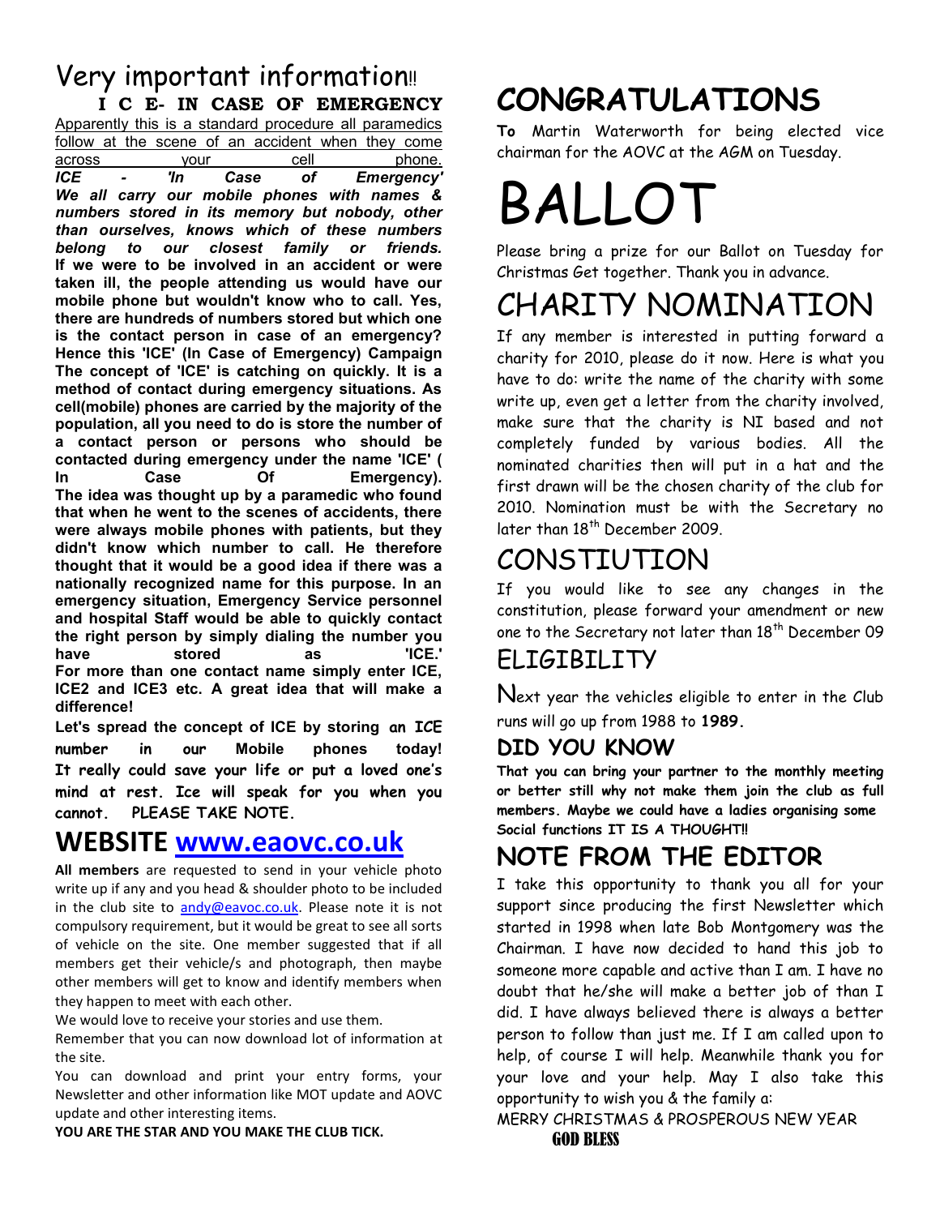# Very important information!!

**I C E- IN CASE OF EMERGENCY**

Apparently this is a standard procedure all paramedics follow at the scene of an accident when they come across your cell phone.

***ICE - 'In Case of Emergency'***

***We all carry our mobile phones with names & numbers stored in its memory but nobody, other than ourselves, knows which of these numbers belong to our closest family or friends.***

**If we were to be involved in an accident or were taken ill, the people attending us would have our mobile phone but wouldn't know who to call. Yes, there are hundreds of numbers stored but which one is the contact person in case of an emergency? Hence this 'ICE' (In Case of Emergency) Campaign The concept of 'ICE' is catching on quickly. It is a method of contact during emergency situations. As cell(mobile) phones are carried by the majority of the population, all you need to do is store the number of a contact person or persons who should be contacted during emergency under the name 'ICE' ( In Case Of Emergency). The idea was thought up by a paramedic who found that when he went to the scenes of accidents, there were always mobile phones with patients, but they didn't know which number to call. He therefore thought that it would be a good idea if there was a nationally recognized name for this purpose. In an emergency situation, Emergency Service personnel and hospital Staff would be able to quickly contact the right person by simply dialing the number you have stored as 'ICE.' For more than one contact name simply enter ICE, ICE2 and ICE3 etc. A great idea that will make a difference!**

**Let's spread the concept of ICE by storing an ICE number in our Mobile phones today! It really could save your life or put a loved one's mind at rest. Ice will speak for you when you cannot. PLEASE TAKE NOTE.**

## WEBSITE [www.eaovc.co.uk](http://www.eaovc.co.uk)

**All members** are requested to send in your vehicle photo write up if any and you head & shoulder photo to be included in the club site to [andy@eavoc.co.uk](mailto:andy@eavoc.co.uk). Please note it is not compulsory requirement, but it would be great to see all sorts of vehicle on the site. One member suggested that if all members get their vehicle/s and photograph, then maybe other members will get to know and identify members when they happen to meet with each other.

We would love to receive your stories and use them.

Remember that you can now download lot of information at the site.

You can download and print your entry forms, your Newsletter and other information like MOT update and AOVC update and other interesting items.

**YOU ARE THE STAR AND YOU MAKE THE CLUB TICK.**

# CONGRATULATIONS

**To** Martin Waterworth for being elected vice chairman for the AOVC at the AGM on Tuesday.

# BALLOT

Please bring a prize for our Ballot on Tuesday for Christmas Get together. Thank you in advance.

# CHARITY NOMINATION

If any member is interested in putting forward a charity for 2010, please do it now. Here is what you have to do: write the name of the charity with some write up, even get a letter from the charity involved, make sure that the charity is NI based and not completely funded by various bodies. All the nominated charities then will put in a hat and the first drawn will be the chosen charity of the club for 2010. Nomination must be with the Secretary no later than 18th December 2009.

# CONSTIUTION

If you would like to see any changes in the constitution, please forward your amendment or new one to the Secretary not later than 18th December 09

## ELIGIBILITY

Next year the vehicles eligible to enter in the Club runs will go up from 1988 to **1989.**

### DID YOU KNOW

**That you can bring your partner to the monthly meeting or better still why not make them join the club as full members. Maybe we could have a ladies organising some Social functions IT IS A THOUGHT!!**

## NOTE FROM THE EDITOR

I take this opportunity to thank you all for your support since producing the first Newsletter which started in 1998 when late Bob Montgomery was the Chairman. I have now decided to hand this job to someone more capable and active than I am. I have no doubt that he/she will make a better job of than I did. I have always believed there is always a better person to follow than just me. If I am called upon to help, of course I will help. Meanwhile thank you for your love and your help. May I also take this opportunity to wish you & the family a:

MERRY CHRISTMAS & PROSPEROUS NEW YEAR

**GOD BLESS**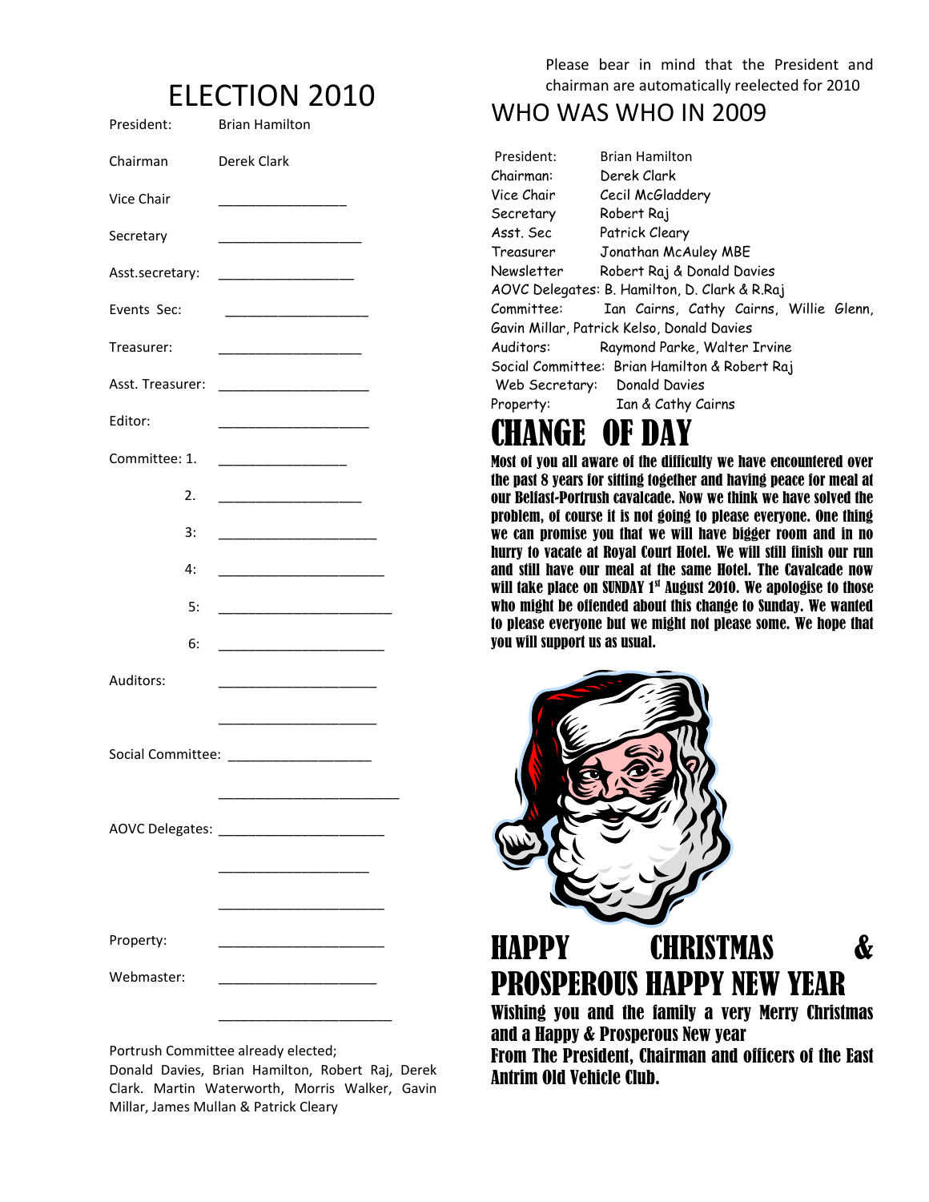# ELECTION 2010

| | |
|---|---|
| President: | Brian Hamilton |
| Chairman | Derek Clark |
| Vice Chair | _______________ |
| Secretary | _________________ |
| Asst.secretary: | ________________ |
| Events Sec: | _________________ |
| Treasurer: | _________________ |
| Asst. Treasurer: | __________________ |
| Editor: | __________________ |
| Committee: 1. | _______________ |
| 2. | _________________ |
| 3: | ___________________ |
| 4: | ____________________ |
| 5: | _____________________ |
| 6: | ____________________ |
| Auditors: | ___________________ |
| | ___________________ |
| Social Committee: | _________________ |
| | ______________________ |
| AOVC Delegates: | ____________________ |
| | __________________ |
| | ____________________ |
| Property: | ____________________ |
| Webmaster: | ___________________ |
| | _____________________ |

Portrush Committee already elected;
Donald Davies, Brian Hamilton, Robert Raj, Derek Clark. Martin Waterworth, Morris Walker, Gavin Millar, James Mullan & Patrick Cleary

Please bear in mind that the President and chairman are automatically reelected for 2010

## WHO WAS WHO IN 2009

President: Brian Hamilton
Chairman: Derek Clark
Vice Chair: Cecil McGladdery
Secretary: Robert Raj
Asst. Sec: Patrick Cleary
Treasurer: Jonathan McAuley MBE
Newsletter: Robert Raj & Donald Davies
AOVC Delegates: B. Hamilton, D. Clark & R.Raj
Committee: Ian Cairns, Cathy Cairns, Willie Glenn, Gavin Millar, Patrick Kelso, Donald Davies
Auditors: Raymond Parke, Walter Irvine
Social Committee: Brian Hamilton & Robert Raj
Web Secretary: Donald Davies
Property: Ian & Cathy Cairns

# CHANGE OF DAY

**Most of you all aware of the difficulty we have encountered over the past 8 years for sitting together and having peace for meal at our Belfast-Portrush cavalcade. Now we think we have solved the problem, of course it is not going to please everyone. One thing we can promise you that we will have bigger room and in no hurry to vacate at Royal Court Hotel. We will still finish our run and still have our meal at the same Hotel. The Cavalcade now will take place on SUNDAY 1st August 2010. We apologise to those who might be offended about this change to Sunday. We wanted to please everyone but we might not please some. We hope that you will support us as usual.**

# HAPPY CHRISTMAS & PROSPEROUS HAPPY NEW YEAR

**Wishing you and the family a very Merry Christmas and a Happy & Prosperous New year**
**From The President, Chairman and officers of the East Antrim Old Vehicle Club.**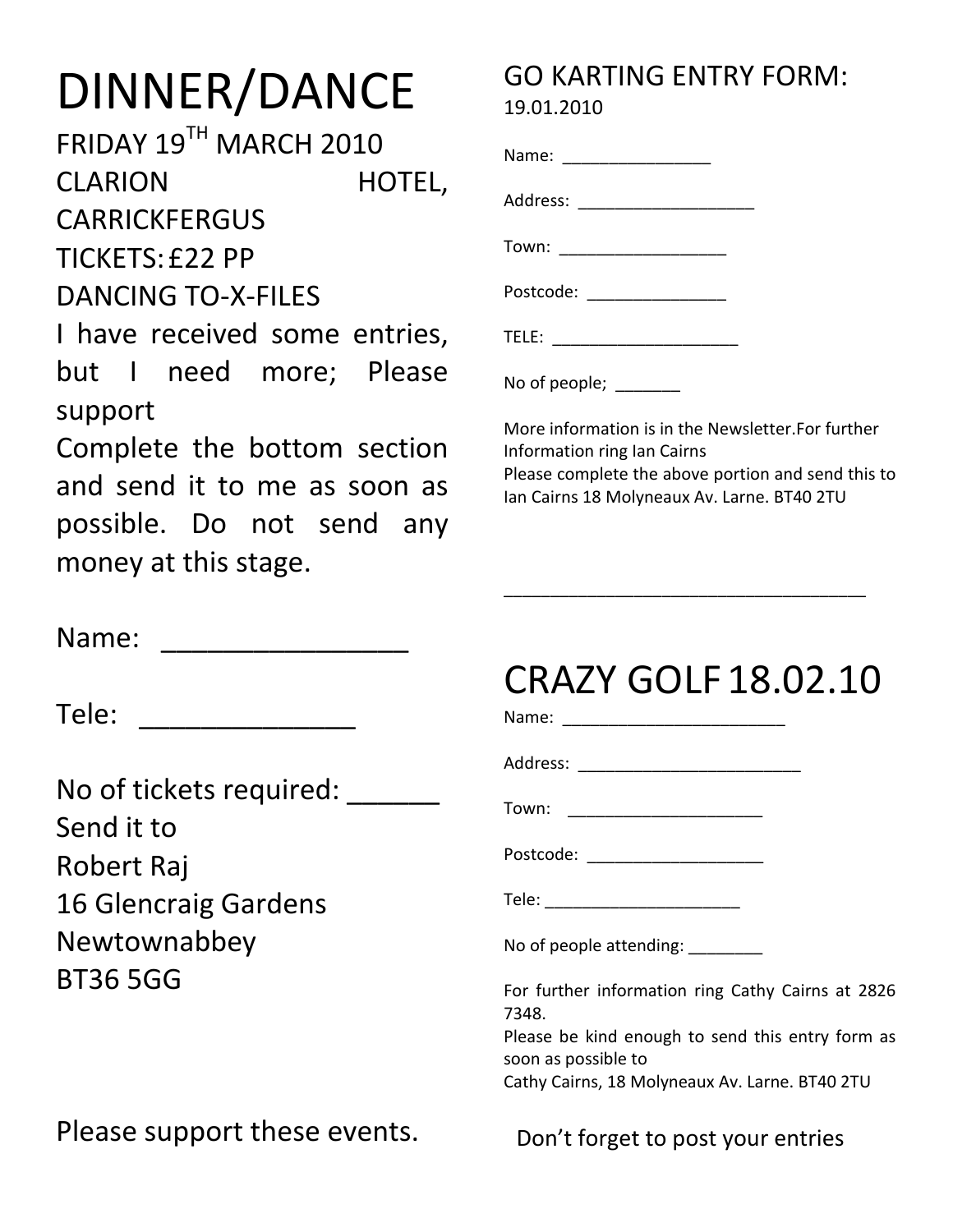# DINNER/DANCE

FRIDAY 19TH MARCH 2010

CLARION HOTEL, CARRICKFERGUS

TICKETS: £22 PP

DANCING TO-X-FILES

I have received some entries, but I need more; Please support

Complete the bottom section and send it to me as soon as possible. Do not send any money at this stage.

Name: _______________

Tele: _____________

No of tickets required: ______

Send it to

Robert Raj

16 Glencraig Gardens

Newtownabbey

BT36 5GG

Please support these events.

## GO KARTING ENTRY FORM:

19.01.2010

Name: _______________

Address: __________________

Town: _________________

Postcode: ______________

TELE: __________________

No of people; ______

More information is in the Newsletter.For further Information ring Ian Cairns

Please complete the above portion and send this to Ian Cairns 18 Molyneaux Av. Larne. BT40 2TU

___________________________________

# CRAZY GOLF 18.02.10

Name: _______________________

Address: _______________________

Town: ____________________

Postcode: __________________

Tele: ____________________

No of people attending: ________

For further information ring Cathy Cairns at 2826 7348.

Please be kind enough to send this entry form as soon as possible to

Cathy Cairns, 18 Molyneaux Av. Larne. BT40 2TU

Don't forget to post your entries